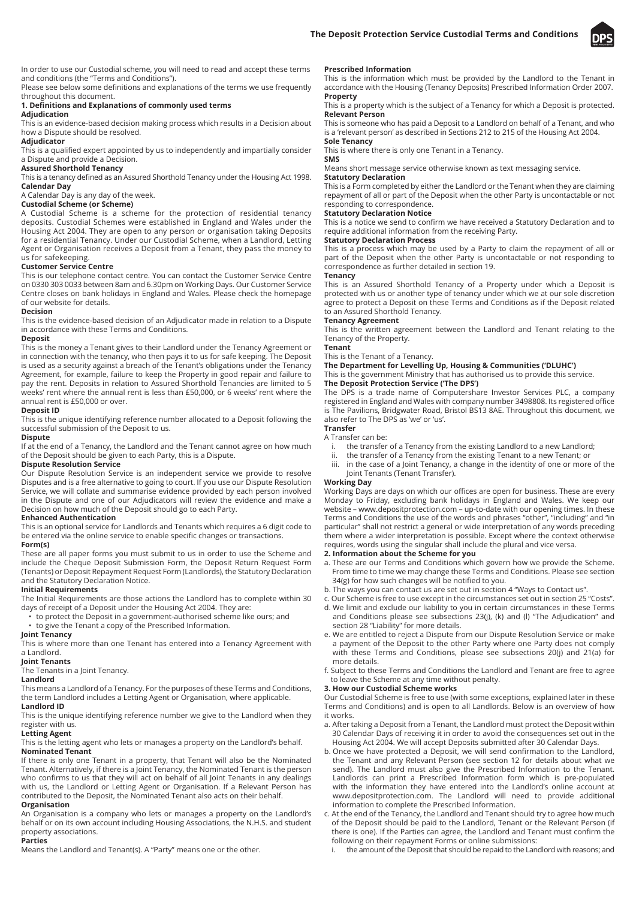In order to use our Custodial scheme, you will need to read and accept these terms and conditions (the "Terms and Conditions").

Please see below some definitions and explanations of the terms we use frequently throughout this document.

## 1. Definitions and Explanations of commonly used terms

**Adjudication**

This is an evidence-based decision making process which results in a Decision about how a Dispute should be resolved.

**Adjudicator**

This is a qualified expert appointed by us to independently and impartially consider a Dispute and provide a Decision.

**Assured Shorthold Tenancy**

This is a tenancy defined as an Assured Shorthold Tenancy under the Housing Act 1998.

**Calendar Day**

A Calendar Day is any day of the week.

**Custodial Scheme (or Scheme)**

A Custodial Scheme is a scheme for the protection of residential tenancy deposits. Custodial Schemes were established in England and Wales under the Housing Act 2004. They are open to any person or organisation taking Deposits for a residential Tenancy. Under our Custodial Scheme, when a Landlord, Letting Agent or Organisation receives a Deposit from a Tenant, they pass the money to us for safekeeping.

**Customer Service Centre**

This is our telephone contact centre. You can contact the Customer Service Centre on 0330 303 0033 between 8am and 6.30pm on Working Days. Our Customer Service Centre closes on bank holidays in England and Wales. Please check the homepage of our website for details.

**Decision**

This is the evidence-based decision of an Adjudicator made in relation to a Dispute in accordance with these Terms and Conditions.

**Deposit**

This is the money a Tenant gives to their Landlord under the Tenancy Agreement or in connection with the tenancy, who then pays it to us for safe keeping. The Deposit is used as a security against a breach of the Tenant's obligations under the Tenancy Agreement, for example, failure to keep the Property in good repair and failure to pay the rent. Deposits in relation to Assured Shorthold Tenancies are limited to 5 weeks' rent where the annual rent is less than £50,000, or 6 weeks' rent where the annual rent is £50,000 or over.

**Deposit ID**

This is the unique identifying reference number allocated to a Deposit following the successful submission of the Deposit to us.

**Dispute**

If at the end of a Tenancy, the Landlord and the Tenant cannot agree on how much of the Deposit should be given to each Party, this is a Dispute.

**Dispute Resolution Service**

Our Dispute Resolution Service is an independent service we provide to resolve Disputes and is a free alternative to going to court. If you use our Dispute Resolution Service, we will collate and summarise evidence provided by each person involved in the Dispute and one of our Adjudicators will review the evidence and make a Decision on how much of the Deposit should go to each Party.

**Enhanced Authentication**

This is an optional service for Landlords and Tenants which requires a 6 digit code to be entered via the online service to enable specific changes or transactions.

**Form(s)**

These are all paper forms you must submit to us in order to use the Scheme and include the Cheque Deposit Submission Form, the Deposit Return Request Form (Tenants) or Deposit Repayment Request Form (Landlords), the Statutory Declaration and the Statutory Declaration Notice.

**Initial Requirements**

The Initial Requirements are those actions the Landlord has to complete within 30 days of receipt of a Deposit under the Housing Act 2004. They are:

- to protect the Deposit in a government-authorised scheme like ours; and
- to give the Tenant a copy of the Prescribed Information.

**Joint Tenancy**

This is where more than one Tenant has entered into a Tenancy Agreement with a Landlord.

**Joint Tenants**

The Tenants in a Joint Tenancy.

**Landlord**

This means a Landlord of a Tenancy. For the purposes of these Terms and Conditions, the term Landlord includes a Letting Agent or Organisation, where applicable.

**Landlord ID**

This is the unique identifying reference number we give to the Landlord when they register with us.

**Letting Agent**

This is the letting agent who lets or manages a property on the Landlord's behalf.

**Nominated Tenant**

If there is only one Tenant in a property, that Tenant will also be the Nominated Tenant. Alternatively, if there is a Joint Tenancy, the Nominated Tenant is the person who confirms to us that they will act on behalf of all Joint Tenants in any dealings with us, the Landlord or Letting Agent or Organisation. If a Relevant Person has contributed to the Deposit, the Nominated Tenant also acts on their behalf.

**Organisation**

An Organisation is a company who lets or manages a property on the Landlord's behalf or on its own account including Housing Associations, the N.H.S. and student property associations.

**Parties**

Means the Landlord and Tenant(s). A "Party" means one or the other.

**Prescribed Information**

This is the information which must be provided by the Landlord to the Tenant in accordance with the Housing (Tenancy Deposits) Prescribed Information Order 2007.

**Property**

This is a property which is the subject of a Tenancy for which a Deposit is protected.

**Relevant Person**

This is someone who has paid a Deposit to a Landlord on behalf of a Tenant, and who is a 'relevant person' as described in Sections 212 to 215 of the Housing Act 2004.

**Sole Tenancy**

This is where there is only one Tenant in a Tenancy.

**SMS**

Means short message service otherwise known as text messaging service.

**Statutory Declaration**

This is a Form completed by either the Landlord or the Tenant when they are claiming repayment of all or part of the Deposit when the other Party is uncontactable or not responding to correspondence.

**Statutory Declaration Notice**

This is a notice we send to confirm we have received a Statutory Declaration and to require additional information from the receiving Party.

**Statutory Declaration Process**

This is a process which may be used by a Party to claim the repayment of all or part of the Deposit when the other Party is uncontactable or not responding to correspondence as further detailed in section 19.

**Tenancy**

This is an Assured Shorthold Tenancy of a Property under which a Deposit is protected with us or another type of tenancy under which we at our sole discretion agree to protect a Deposit on these Terms and Conditions as if the Deposit related to an Assured Shorthold Tenancy.

**Tenancy Agreement**

This is the written agreement between the Landlord and Tenant relating to the Tenancy of the Property.

**Tenant**

This is the Tenant of a Tenancy.

**The Department for Levelling Up, Housing & Communities ('DLUHC')**

This is the government Ministry that has authorised us to provide this service.

**The Deposit Protection Service ('The DPS')**

The DPS is a trade name of Computershare Investor Services PLC, a company registered in England and Wales with company number 3498808. Its registered office is The Pavilions, Bridgwater Road, Bristol BS13 8AE. Throughout this document, we also refer to The DPS as 'we' or 'us'.

**Transfer**

A Transfer can be:

i. the transfer of a Tenancy from the existing Landlord to a new Landlord;
ii. the transfer of a Tenancy from the existing Tenant to a new Tenant; or
iii. in the case of a Joint Tenancy, a change in the identity of one or more of the Joint Tenants (Tenant Transfer).

**Working Day**

Working Days are days on which our offices are open for business. These are every Monday to Friday, excluding bank holidays in England and Wales. We keep our website – www.depositprotection.com – up-to-date with our opening times. In these Terms and Conditions the use of the words and phrases "other", "including" and "in particular" shall not restrict a general or wide interpretation of any words preceding them where a wider interpretation is possible. Except where the context otherwise requires, words using the singular shall include the plural and vice versa.

## 2. Information about the Scheme for you

a. These are our Terms and Conditions which govern how we provide the Scheme. From time to time we may change these Terms and Conditions. Please see section 34(g) for how such changes will be notified to you.
b. The ways you can contact us are set out in section 4 "Ways to Contact us".
c. Our Scheme is free to use except in the circumstances set out in section 25 "Costs".
d. We limit and exclude our liability to you in certain circumstances in these Terms and Conditions please see subsections 23(j), (k) and (l) "The Adjudication" and section 28 "Liability" for more details.
e. We are entitled to reject a Dispute from our Dispute Resolution Service or make a payment of the Deposit to the other Party where one Party does not comply with these Terms and Conditions, please see subsections 20(j) and 21(a) for more details.
f. Subject to these Terms and Conditions the Landlord and Tenant are free to agree to leave the Scheme at any time without penalty.

## 3. How our Custodial Scheme works

Our Custodial Scheme is free to use (with some exceptions, explained later in these Terms and Conditions) and is open to all Landlords. Below is an overview of how it works.

a. After taking a Deposit from a Tenant, the Landlord must protect the Deposit within 30 Calendar Days of receiving it in order to avoid the consequences set out in the Housing Act 2004. We will accept Deposits submitted after 30 Calendar Days.
b. Once we have protected a Deposit, we will send confirmation to the Landlord, the Tenant and any Relevant Person (see section 12 for details about what we send). The Landlord must also give the Prescribed Information to the Tenant. Landlords can print a Prescribed Information form which is pre-populated with the information they have entered into the Landlord's online account at www.depositprotection.com. The Landlord will need to provide additional information to complete the Prescribed Information.
c. At the end of the Tenancy, the Landlord and Tenant should try to agree how much of the Deposit should be paid to the Landlord, Tenant or the Relevant Person (if there is one). If the Parties can agree, the Landlord and Tenant must confirm the following on their repayment Forms or online submissions:
   i. the amount of the Deposit that should be repaid to the Landlord with reasons; and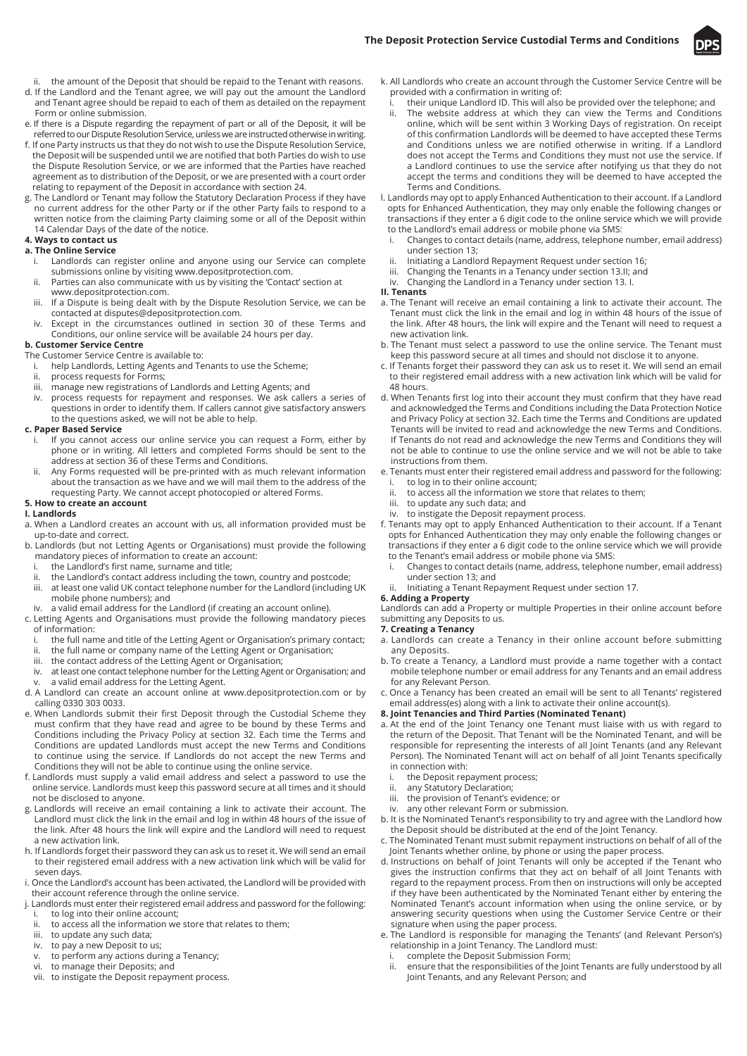ii. the amount of the Deposit that should be repaid to the Tenant with reasons.

d. If the Landlord and the Tenant agree, we will pay out the amount the Landlord and Tenant agree should be repaid to each of them as detailed on the repayment Form or online submission.

e. If there is a Dispute regarding the repayment of part or all of the Deposit, it will be referred to our Dispute Resolution Service, unless we are instructed otherwise in writing.

f. If one Party instructs us that they do not wish to use the Dispute Resolution Service, the Deposit will be suspended until we are notified that both Parties do wish to use the Dispute Resolution Service, or we are informed that the Parties have reached agreement as to distribution of the Deposit, or we are presented with a court order relating to repayment of the Deposit in accordance with section 24.

g. The Landlord or Tenant may follow the Statutory Declaration Process if they have no current address for the other Party or if the other Party fails to respond to a written notice from the claiming Party claiming some or all of the Deposit within 14 Calendar Days of the date of the notice.

### 4. Ways to contact us

**a. The Online Service**

i. Landlords can register online and anyone using our Service can complete submissions online by visiting www.depositprotection.com.

ii. Parties can also communicate with us by visiting the 'Contact' section at www.depositprotection.com.

iii. If a Dispute is being dealt with by the Dispute Resolution Service, we can be contacted at disputes@depositprotection.com.

iv. Except in the circumstances outlined in section 30 of these Terms and Conditions, our online service will be available 24 hours per day.

**b. Customer Service Centre**

The Customer Service Centre is available to:

i. help Landlords, Letting Agents and Tenants to use the Scheme;

ii. process requests for Forms;

iii. manage new registrations of Landlords and Letting Agents; and

iv. process requests for repayment and responses. We ask callers a series of questions in order to identify them. If callers cannot give satisfactory answers to the questions asked, we will not be able to help.

**c. Paper Based Service**

i. If you cannot access our online service you can request a Form, either by phone or in writing. All letters and completed Forms should be sent to the address at section 36 of these Terms and Conditions.

ii. Any Forms requested will be pre-printed with as much relevant information about the transaction as we have and we will mail them to the address of the requesting Party. We cannot accept photocopied or altered Forms.

### 5. How to create an account

**I. Landlords**

a. When a Landlord creates an account with us, all information provided must be up-to-date and correct.

b. Landlords (but not Letting Agents or Organisations) must provide the following mandatory pieces of information to create an account:

i. the Landlord's first name, surname and title;

ii. the Landlord's contact address including the town, country and postcode;

iii. at least one valid UK contact telephone number for the Landlord (including UK mobile phone numbers); and

iv. a valid email address for the Landlord (if creating an account online).

c. Letting Agents and Organisations must provide the following mandatory pieces of information:

i. the full name and title of the Letting Agent or Organisation's primary contact;

ii. the full name or company name of the Letting Agent or Organisation;

iii. the contact address of the Letting Agent or Organisation;

iv. at least one contact telephone number for the Letting Agent or Organisation; and

v. a valid email address for the Letting Agent.

d. A Landlord can create an account online at www.depositprotection.com or by calling 0330 303 0033.

e. When Landlords submit their first Deposit through the Custodial Scheme they must confirm that they have read and agree to be bound by these Terms and Conditions including the Privacy Policy at section 32. Each time the Terms and Conditions are updated Landlords must accept the new Terms and Conditions to continue using the service. If Landlords do not accept the new Terms and Conditions they will not be able to continue using the online service.

f. Landlords must supply a valid email address and select a password to use the online service. Landlords must keep this password secure at all times and it should not be disclosed to anyone.

g. Landlords will receive an email containing a link to activate their account. The Landlord must click the link in the email and log in within 48 hours of the issue of the link. After 48 hours the link will expire and the Landlord will need to request a new activation link.

h. If Landlords forget their password they can ask us to reset it. We will send an email to their registered email address with a new activation link which will be valid for seven days.

i. Once the Landlord's account has been activated, the Landlord will be provided with their account reference through the online service.

j. Landlords must enter their registered email address and password for the following:

i. to log into their online account;

ii. to access all the information we store that relates to them;

iii. to update any such data;

iv. to pay a new Deposit to us;

v. to perform any actions during a Tenancy;

vi. to manage their Deposits; and

vii. to instigate the Deposit repayment process.

k. All Landlords who create an account through the Customer Service Centre will be provided with a confirmation in writing of:

i. their unique Landlord ID. This will also be provided over the telephone; and

ii. The website address at which they can view the Terms and Conditions online, which will be sent within 3 Working Days of registration. On receipt of this confirmation Landlords will be deemed to have accepted these Terms and Conditions unless we are notified otherwise in writing. If a Landlord does not accept the Terms and Conditions they must not use the service. If a Landlord continues to use the service after notifying us that they do not accept the terms and conditions they will be deemed to have accepted the Terms and Conditions.

l. Landlords may opt to apply Enhanced Authentication to their account. If a Landlord opts for Enhanced Authentication, they may only enable the following changes or transactions if they enter a 6 digit code to the online service which we will provide to the Landlord's email address or mobile phone via SMS:

i. Changes to contact details (name, address, telephone number, email address) under section 13;

ii. Initiating a Landlord Repayment Request under section 16;

iii. Changing the Tenants in a Tenancy under section 13.II; and

iv. Changing the Landlord in a Tenancy under section 13. I.

**II. Tenants**

a. The Tenant will receive an email containing a link to activate their account. The Tenant must click the link in the email and log in within 48 hours of the issue of the link. After 48 hours, the link will expire and the Tenant will need to request a new activation link.

b. The Tenant must select a password to use the online service. The Tenant must keep this password secure at all times and should not disclose it to anyone.

c. If Tenants forget their password they can ask us to reset it. We will send an email to their registered email address with a new activation link which will be valid for 48 hours.

d. When Tenants first log into their account they must confirm that they have read and acknowledged the Terms and Conditions including the Data Protection Notice and Privacy Policy at section 32. Each time the Terms and Conditions are updated Tenants will be invited to read and acknowledge the new Terms and Conditions. If Tenants do not read and acknowledge the new Terms and Conditions they will not be able to continue to use the online service and we will not be able to take instructions from them.

e. Tenants must enter their registered email address and password for the following:

i. to log in to their online account;

ii. to access all the information we store that relates to them;

iii. to update any such data; and

iv. to instigate the Deposit repayment process.

f. Tenants may opt to apply Enhanced Authentication to their account. If a Tenant opts for Enhanced Authentication they may only enable the following changes or transactions if they enter a 6 digit code to the online service which we will provide to the Tenant's email address or mobile phone via SMS:

i. Changes to contact details (name, address, telephone number, email address) under section 13; and

ii. Initiating a Tenant Repayment Request under section 17.

### 6. Adding a Property

Landlords can add a Property or multiple Properties in their online account before submitting any Deposits to us.

### 7. Creating a Tenancy

a. Landlords can create a Tenancy in their online account before submitting any Deposits.

b. To create a Tenancy, a Landlord must provide a name together with a contact mobile telephone number or email address for any Tenants and an email address for any Relevant Person.

c. Once a Tenancy has been created an email will be sent to all Tenants' registered email address(es) along with a link to activate their online account(s).

### 8. Joint Tenancies and Third Parties (Nominated Tenant)

a. At the end of the Joint Tenancy one Tenant must liaise with us with regard to the return of the Deposit. That Tenant will be the Nominated Tenant, and will be responsible for representing the interests of all Joint Tenants (and any Relevant Person). The Nominated Tenant will act on behalf of all Joint Tenants specifically in connection with:

i. the Deposit repayment process;

ii. any Statutory Declaration;

iii. the provision of Tenant's evidence; or

iv. any other relevant Form or submission.

b. It is the Nominated Tenant's responsibility to try and agree with the Landlord how the Deposit should be distributed at the end of the Joint Tenancy.

c. The Nominated Tenant must submit repayment instructions on behalf of all of the Joint Tenants whether online, by phone or using the paper process.

d. Instructions on behalf of Joint Tenants will only be accepted if the Tenant who gives the instruction confirms that they act on behalf of all Joint Tenants with regard to the repayment process. From then on instructions will only be accepted if they have been authenticated by the Nominated Tenant either by entering the Nominated Tenant's account information when using the online service, or by answering security questions when using the Customer Service Centre or their signature when using the paper process.

e. The Landlord is responsible for managing the Tenants' (and Relevant Person's) relationship in a Joint Tenancy. The Landlord must:

i. complete the Deposit Submission Form;

ii. ensure that the responsibilities of the Joint Tenants are fully understood by all Joint Tenants, and any Relevant Person; and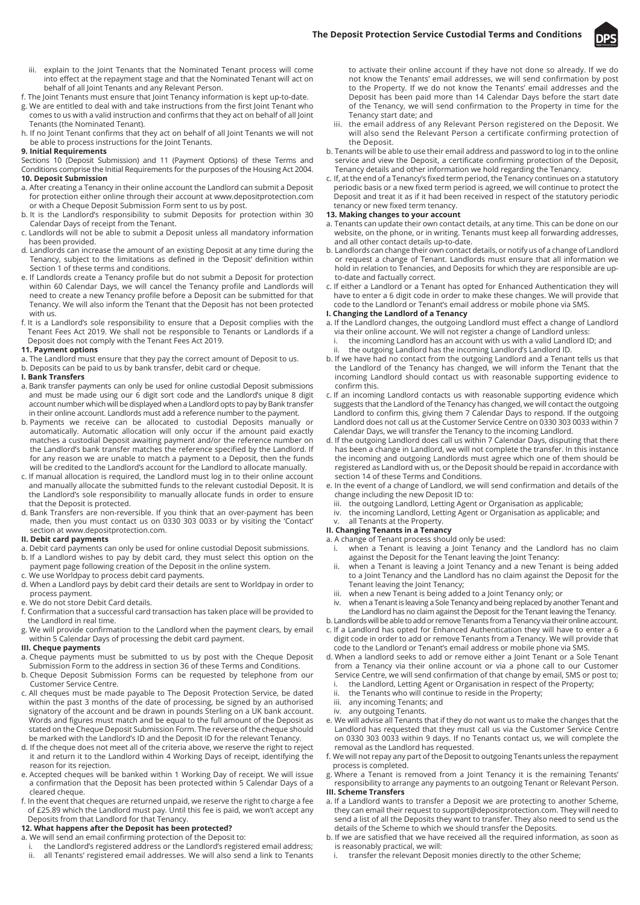iii. explain to the Joint Tenants that the Nominated Tenant process will come into effect at the repayment stage and that the Nominated Tenant will act on behalf of all Joint Tenants and any Relevant Person.

f. The Joint Tenants must ensure that Joint Tenancy information is kept up-to-date.

g. We are entitled to deal with and take instructions from the first Joint Tenant who comes to us with a valid instruction and confirms that they act on behalf of all Joint Tenants (the Nominated Tenant).

h. If no Joint Tenant confirms that they act on behalf of all Joint Tenants we will not be able to process instructions for the Joint Tenants.

### 9. Initial Requirements

Sections 10 (Deposit Submission) and 11 (Payment Options) of these Terms and Conditions comprise the Initial Requirements for the purposes of the Housing Act 2004.

### 10. Deposit Submission

a. After creating a Tenancy in their online account the Landlord can submit a Deposit for protection either online through their account at www.depositprotection.com or with a Cheque Deposit Submission Form sent to us by post.

b. It is the Landlord's responsibility to submit Deposits for protection within 30 Calendar Days of receipt from the Tenant.

c. Landlords will not be able to submit a Deposit unless all mandatory information has been provided.

d. Landlords can increase the amount of an existing Deposit at any time during the Tenancy, subject to the limitations as defined in the 'Deposit' definition within Section 1 of these terms and conditions.

e. If Landlords create a Tenancy profile but do not submit a Deposit for protection within 60 Calendar Days, we will cancel the Tenancy profile and Landlords will need to create a new Tenancy profile before a Deposit can be submitted for that Tenancy. We will also inform the Tenant that the Deposit has not been protected with us.

f. It is a Landlord's sole responsibility to ensure that a Deposit complies with the Tenant Fees Act 2019. We shall not be responsible to Tenants or Landlords if a Deposit does not comply with the Tenant Fees Act 2019.

### 11. Payment options

a. The Landlord must ensure that they pay the correct amount of Deposit to us.

b. Deposits can be paid to us by bank transfer, debit card or cheque.

#### I. Bank Transfers

a. Bank transfer payments can only be used for online custodial Deposit submissions and must be made using our 6 digit sort code and the Landlord's unique 8 digit account number which will be displayed when a Landlord opts to pay by Bank transfer in their online account. Landlords must add a reference number to the payment.

b. Payments we receive can be allocated to custodial Deposits manually or automatically. Automatic allocation will only occur if the amount paid exactly matches a custodial Deposit awaiting payment and/or the reference number on the Landlord's bank transfer matches the reference specified by the Landlord. If for any reason we are unable to match a payment to a Deposit, then the funds will be credited to the Landlord's account for the Landlord to allocate manually.

c. If manual allocation is required, the Landlord must log in to their online account and manually allocate the submitted funds to the relevant custodial Deposit. It is the Landlord's sole responsibility to manually allocate funds in order to ensure that the Deposit is protected.

d. Bank Transfers are non-reversible. If you think that an over-payment has been made, then you must contact us on 0330 303 0033 or by visiting the 'Contact' section at www.depositprotection.com.

#### II. Debit card payments

a. Debit card payments can only be used for online custodial Deposit submissions.

b. If a Landlord wishes to pay by debit card, they must select this option on the payment page following creation of the Deposit in the online system.

c. We use Worldpay to process debit card payments.

d. When a Landlord pays by debit card their details are sent to Worldpay in order to process payment.

e. We do not store Debit Card details.

f. Confirmation that a successful card transaction has taken place will be provided to the Landlord in real time.

g. We will provide confirmation to the Landlord when the payment clears, by email within 5 Calendar Days of processing the debit card payment.

#### III. Cheque payments

a. Cheque payments must be submitted to us by post with the Cheque Deposit Submission Form to the address in section 36 of these Terms and Conditions.

b. Cheque Deposit Submission Forms can be requested by telephone from our Customer Service Centre.

c. All cheques must be made payable to The Deposit Protection Service, be dated within the past 3 months of the date of processing, be signed by an authorised signatory of the account and be drawn in pounds Sterling on a UK bank account. Words and figures must match and be equal to the full amount of the Deposit as stated on the Cheque Deposit Submission Form. The reverse of the cheque should be marked with the Landlord's ID and the Deposit ID for the relevant Tenancy.

d. If the cheque does not meet all of the criteria above, we reserve the right to reject it and return it to the Landlord within 4 Working Days of receipt, identifying the reason for its rejection.

e. Accepted cheques will be banked within 1 Working Day of receipt. We will issue a confirmation that the Deposit has been protected within 5 Calendar Days of a cleared cheque.

f. In the event that cheques are returned unpaid, we reserve the right to charge a fee of £25.89 which the Landlord must pay. Until this fee is paid, we won't accept any Deposits from that Landlord for that Tenancy.

### 12. What happens after the Deposit has been protected?

a. We will send an email confirming protection of the Deposit to:

i. the Landlord's registered address or the Landlord's registered email address;

ii. all Tenants' registered email addresses. We will also send a link to Tenants to activate their online account if they have not done so already. If we do not know the Tenants' email addresses, we will send confirmation by post to the Property. If we do not know the Tenants' email addresses and the Deposit has been paid more than 14 Calendar Days before the start date of the Tenancy, we will send confirmation to the Property in time for the Tenancy start date; and

iii. the email address of any Relevant Person registered on the Deposit. We will also send the Relevant Person a certificate confirming protection of the Deposit.

b. Tenants will be able to use their email address and password to log in to the online service and view the Deposit, a certificate confirming protection of the Deposit, Tenancy details and other information we hold regarding the Tenancy.

c. If, at the end of a Tenancy's fixed term period, the Tenancy continues on a statutory periodic basis or a new fixed term period is agreed, we will continue to protect the Deposit and treat it as if it had been received in respect of the statutory periodic tenancy or new fixed term tenancy.

### 13. Making changes to your account

a. Tenants can update their own contact details, at any time. This can be done on our website, on the phone, or in writing. Tenants must keep all forwarding addresses, and all other contact details up-to-date.

b. Landlords can change their own contact details, or notify us of a change of Landlord or request a change of Tenant. Landlords must ensure that all information we hold in relation to Tenancies, and Deposits for which they are responsible are up-to-date and factually correct.

c. If either a Landlord or a Tenant has opted for Enhanced Authentication they will have to enter a 6 digit code in order to make these changes. We will provide that code to the Landlord or Tenant's email address or mobile phone via SMS.

#### I. Changing the Landlord of a Tenancy

a. If the Landlord changes, the outgoing Landlord must effect a change of Landlord via their online account. We will not register a change of Landlord unless:

i. the incoming Landlord has an account with us with a valid Landlord ID; and

ii. the outgoing Landlord has the incoming Landlord's Landlord ID.

b. If we have had no contact from the outgoing Landlord and a Tenant tells us that the Landlord of the Tenancy has changed, we will inform the Tenant that the incoming Landlord should contact us with reasonable supporting evidence to confirm this.

c. If an incoming Landlord contacts us with reasonable supporting evidence which suggests that the Landlord of the Tenancy has changed, we will contact the outgoing Landlord to confirm this, giving them 7 Calendar Days to respond. If the outgoing Landlord does not call us at the Customer Service Centre on 0330 303 0033 within 7 Calendar Days, we will transfer the Tenancy to the incoming Landlord.

d. If the outgoing Landlord does call us within 7 Calendar Days, disputing that there has been a change in Landlord, we will not complete the transfer. In this instance the incoming and outgoing Landlords must agree which one of them should be registered as Landlord with us, or the Deposit should be repaid in accordance with section 14 of these Terms and Conditions.

e. In the event of a change of Landlord, we will send confirmation and details of the change including the new Deposit ID to:

iii. the outgoing Landlord, Letting Agent or Organisation as applicable;

iv. the incoming Landlord, Letting Agent or Organisation as applicable; and

v. all Tenants at the Property.

#### II. Changing Tenants in a Tenancy

a. A change of Tenant process should only be used:

i. when a Tenant is leaving a Joint Tenancy and the Landlord has no claim against the Deposit for the Tenant leaving the Joint Tenancy:

ii. when a Tenant is leaving a Joint Tenancy and a new Tenant is being added to a Joint Tenancy and the Landlord has no claim against the Deposit for the Tenant leaving the Joint Tenancy;

iii. when a new Tenant is being added to a Joint Tenancy only; or

iv. when a Tenant is leaving a Sole Tenancy and being replaced by another Tenant and the Landlord has no claim against the Deposit for the Tenant leaving the Tenancy.

b. Landlords will be able to add or remove Tenants from a Tenancy via their online account.

c. If a Landlord has opted for Enhanced Authentication they will have to enter a 6 digit code in order to add or remove Tenants from a Tenancy. We will provide that code to the Landlord or Tenant's email address or mobile phone via SMS.

d. When a landlord seeks to add or remove either a Joint Tenant or a Sole Tenant from a Tenancy via their online account or via a phone call to our Customer Service Centre, we will send confirmation of that change by email, SMS or post to;

i. the Landlord, Letting Agent or Organisation in respect of the Property;

ii. the Tenants who will continue to reside in the Property;

iii. any incoming Tenants; and

iv. any outgoing Tenants.

e. We will advise all Tenants that if they do not want us to make the changes that the Landlord has requested that they must call us via the Customer Service Centre on 0330 303 0033 within 9 days. If no Tenants contact us, we will complete the removal as the Landlord has requested.

f. We will not repay any part of the Deposit to outgoing Tenants unless the repayment process is completed.

g. Where a Tenant is removed from a Joint Tenancy it is the remaining Tenants' responsibility to arrange any payments to an outgoing Tenant or Relevant Person.

#### III. Scheme Transfers

a. If a Landlord wants to transfer a Deposit we are protecting to another Scheme, they can email their request to support@depositprotection.com. They will need to send a list of all the Deposits they want to transfer. They also need to send us the details of the Scheme to which we should transfer the Deposits.

b. If we are satisfied that we have received all the required information, as soon as is reasonably practical, we will:

i. transfer the relevant Deposit monies directly to the other Scheme;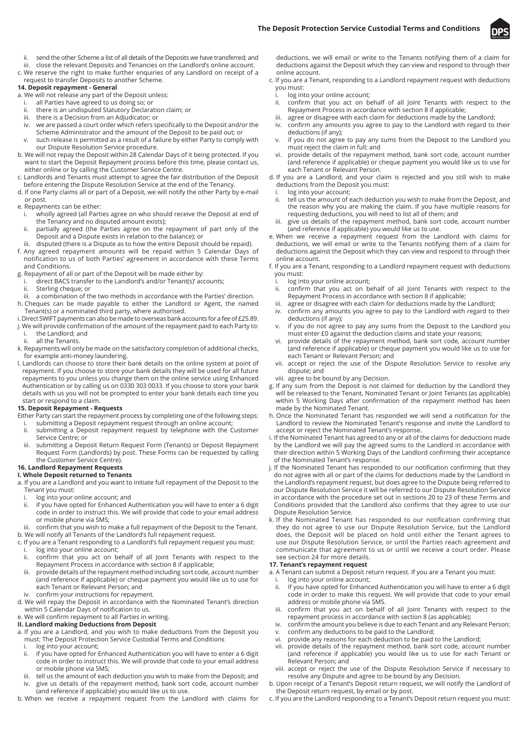ii. send the other Scheme a list of all details of the Deposits we have transferred; and
iii. close the relevant Deposits and Tenancies on the Landlord's online account.

c. We reserve the right to make further enquiries of any Landlord on receipt of a request to transfer Deposits to another Scheme.

### 14. Deposit repayment - General

a. We will not release any part of the Deposit unless:
   i. all Parties have agreed to us doing so; or
   ii. there is an undisputed Statutory Declaration claim; or
   iii. there is a Decision from an Adjudicator; or
   iv. we are passed a court order which refers specifically to the Deposit and/or the Scheme Administrator and the amount of the Deposit to be paid out; or
   v. such release is permitted as a result of a failure by either Party to comply with our Dispute Resolution Service procedure.

b. We will not repay the Deposit within 28 Calendar Days of it being protected. If you want to start the Deposit Repayment process before this time, please contact us, either online or by calling the Customer Service Centre.

c. Landlords and Tenants must attempt to agree the fair distribution of the Deposit before entering the Dispute Resolution Service at the end of the Tenancy.

d. If one Party claims all or part of a Deposit, we will notify the other Party by e-mail or post.

e. Repayments can be either:
   i. wholly agreed (all Parties agree on who should receive the Deposit at end of the Tenancy and no disputed amount exists);
   ii. partially agreed (the Parties agree on the repayment of part only of the Deposit and a Dispute exists in relation to the balance); or
   iii. disputed (there is a Dispute as to how the entire Deposit should be repaid).

f. Any agreed repayment amounts will be repaid within 5 Calendar Days of notification to us of both Parties' agreement in accordance with these Terms and Conditions.

g. Repayment of all or part of the Deposit will be made either by:
   i. direct BACS transfer to the Landlord's and/or Tenant(s)' accounts;
   ii. Sterling cheque; or
   iii. a combination of the two methods in accordance with the Parties' direction.

h. Cheques can be made payable to either the Landlord or Agent, the named Tenant(s) or a nominated third party, where authorised.

i. Direct SWIFT payments can also be made to overseas bank accounts for a fee of £25.89.

j. We will provide confirmation of the amount of the repayment paid to each Party to:
   i. the Landlord; and
   ii. all the Tenants.

k. Repayments will only be made on the satisfactory completion of additional checks, for example anti-money laundering.

l. Landlords can choose to store their bank details on the online system at point of repayment. If you choose to store your bank details they will be used for all future repayments to you unless you change them on the online service using Enhanced Authentication or by calling us on 0330 303 0033. If you choose to store your bank details with us you will not be prompted to enter your bank details each time you start or respond to a claim.

### 15. Deposit Repayment - Requests

Either Party can start the repayment process by completing one of the following steps:
   i. submitting a Deposit repayment request through an online account;
   ii. submitting a Deposit repayment request by telephone with the Customer Service Centre; or
   iii. submitting a Deposit Return Request Form (Tenants) or Deposit Repayment Request Form (Landlords) by post. These Forms can be requested by calling the Customer Service Centre).

### 16. Landlord Repayment Requests

#### I. Whole Deposit returned to Tenants

a. If you are a Landlord and you want to initiate full repayment of the Deposit to the Tenant you must:
   i. log into your online account; and
   ii. if you have opted for Enhanced Authentication you will have to enter a 6 digit code in order to instruct this. We will provide that code to your email address or mobile phone via SMS;
   iii. confirm that you wish to make a full repayment of the Deposit to the Tenant.

b. We will notify all Tenants of the Landlord's full repayment request.

c. If you are a Tenant responding to a Landlord's full repayment request you must:
   i. log into your online account;
   ii. confirm that you act on behalf of all Joint Tenants with respect to the Repayment Process in accordance with section 8 if applicable;
   iii. provide details of the repayment method including sort code, account number (and reference if applicable) or cheque payment you would like us to use for each Tenant or Relevant Person; and
   iv. confirm your instructions for repayment.

d. We will repay the Deposit in accordance with the Nominated Tenant's direction within 5 Calendar Days of notification to us.

e. We will confirm repayment to all Parties in writing.

#### II. Landlord making Deductions from Deposit

a. If you are a Landlord, and you wish to make deductions from the Deposit you must: The Deposit Protection Service Custodial Terms and Conditions
   i. log into your account;
   ii. if you have opted for Enhanced Authentication you will have to enter a 6 digit code in order to instruct this. We will provide that code to your email address or mobile phone via SMS;
   iii. tell us the amount of each deduction you wish to make from the Deposit; and
   iv. give us details of the repayment method, bank sort code, account number (and reference if applicable) you would like us to use.

b. When we receive a repayment request from the Landlord with claims for deductions, we will email or write to the Tenants notifying them of a claim for deductions against the Deposit which they can view and respond to through their online account.

c. If you are a Tenant, responding to a Landlord repayment request with deductions you must:
   i. log into your online account;
   ii. confirm that you act on behalf of all Joint Tenants with respect to the Repayment Process in accordance with section 8 if applicable;
   iii. agree or disagree with each claim for deductions made by the Landlord;
   iv. confirm any amounts you agree to pay to the Landlord with regard to their deductions (if any);
   v. if you do not agree to pay any sums from the Deposit to the Landlord you must reject the claim in full; and
   vi. provide details of the repayment method, bank sort code, account number (and reference if applicable) or cheque payment you would like us to use for each Tenant or Relevant Person.

d. If you are a Landlord, and your claim is rejected and you still wish to make deductions from the Deposit you must:
   i. log into your account;
   ii. tell us the amount of each deduction you wish to make from the Deposit, and the reason why you are making the claim. If you have multiple reasons for requesting deductions, you will need to list all of them; and
   iii. give us details of the repayment method, bank sort code, account number (and reference if applicable) you would like us to use.

e. When we receive a repayment request from the Landlord with claims for deductions, we will email or write to the Tenants notifying them of a claim for deductions against the Deposit which they can view and respond to through their online account.

f. If you are a Tenant, responding to a Landlord repayment request with deductions you must:
   i. log into your online account;
   ii. confirm that you act on behalf of all Joint Tenants with respect to the Repayment Process in accordance with section 8 if applicable;
   iii. agree or disagree with each claim for deductions made by the Landlord;
   iv. confirm any amounts you agree to pay to the Landlord with regard to their deductions (if any);
   v. if you do not agree to pay any sums from the Deposit to the Landlord you must enter £0 against the deduction claims and state your reasons;
   vi. provide details of the repayment method, bank sort code, account number (and reference if applicable) or cheque payment you would like us to use for each Tenant or Relevant Person; and
   vii. accept or reject the use of the Dispute Resolution Service to resolve any dispute; and
   viii. agree to be bound by any Decision.

g. If any sum from the Deposit is not claimed for deduction by the Landlord they will be released to the Tenant, Nominated Tenant or Joint Tenants (as applicable) within 5 Working Days after confirmation of the repayment method has been made by the Nominated Tenant.

h. Once the Nominated Tenant has responded we will send a notification for the Landlord to review the Nominated Tenant's response and invite the Landlord to accept or reject the Nominated Tenant's response.

i. If the Nominated Tenant has agreed to any or all of the claims for deductions made by the Landlord we will pay the agreed sums to the Landlord in accordance with their direction within 5 Working Days of the Landlord confirming their acceptance of the Nominated Tenant's response.

j. If the Nominated Tenant has responded to our notification confirming that they do not agree with all or part of the claims for deductions made by the Landlord in the Landlord's repayment request, but does agree to the Dispute being referred to our Dispute Resolution Service it will be referred to our Dispute Resolution Service in accordance with the procedure set out in sections 20 to 23 of these Terms and Conditions provided that the Landlord also confirms that they agree to use our Dispute Resolution Service.

k. If the Nominated Tenant has responded to our notification confirming that they do not agree to use our Dispute Resolution Service, but the Landlord does, the Deposit will be placed on hold until either the Tenant agrees to use our Dispute Resolution Service, or until the Parties reach agreement and communicate that agreement to us or until we receive a court order. Please see section 24 for more details.

### 17. Tenant's repayment request

a. A Tenant can submit a Deposit return request. If you are a Tenant you must:
   i. log into your online account;
   ii. If you have opted for Enhanced Authentication you will have to enter a 6 digit code in order to make this request. We will provide that code to your email address or mobile phone via SMS.
   iii. confirm that you act on behalf of all Joint Tenants with respect to the repayment process in accordance with section 8 (as applicable);
   iv. confirm the amount you believe is due to each Tenant and any Relevant Person;
   v. confirm any deductions to be paid to the Landlord;
   vi. provide any reasons for each deduction to be paid to the Landlord;
   vii. provide details of the repayment method, bank sort code, account number (and reference if applicable) you would like us to use for each Tenant or Relevant Person; and
   viii. accept or reject the use of the Dispute Resolution Service if necessary to resolve any Dispute and agree to be bound by any Decision.

b. Upon receipt of a Tenant's Deposit return request, we will notify the Landlord of the Deposit return request, by email or by post.

c. If you are the Landlord responding to a Tenant's Deposit return request you must: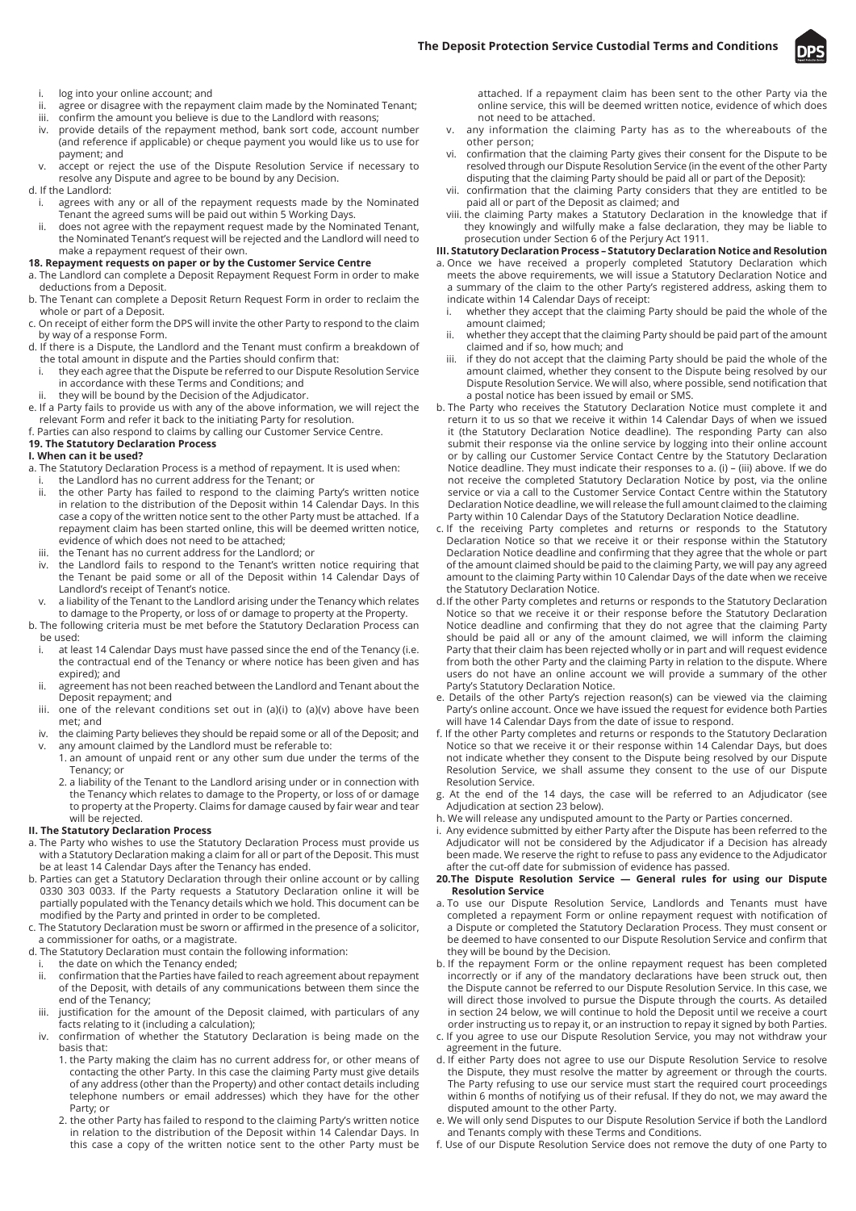i. log into your online account; and
ii. agree or disagree with the repayment claim made by the Nominated Tenant;
iii. confirm the amount you believe is due to the Landlord with reasons;
iv. provide details of the repayment method, bank sort code, account number (and reference if applicable) or cheque payment you would like us to use for payment; and
v. accept or reject the use of the Dispute Resolution Service if necessary to resolve any Dispute and agree to be bound by any Decision.

d. If the Landlord:

i. agrees with any or all of the repayment requests made by the Nominated Tenant the agreed sums will be paid out within 5 Working Days.
ii. does not agree with the repayment request made by the Nominated Tenant, the Nominated Tenant's request will be rejected and the Landlord will need to make a repayment request of their own.

### 18. Repayment requests on paper or by the Customer Service Centre

a. The Landlord can complete a Deposit Repayment Request Form in order to make deductions from a Deposit.

b. The Tenant can complete a Deposit Return Request Form in order to reclaim the whole or part of a Deposit.

c. On receipt of either form the DPS will invite the other Party to respond to the claim by way of a response Form.

d. If there is a Dispute, the Landlord and the Tenant must confirm a breakdown of the total amount in dispute and the Parties should confirm that:

i. they each agree that the Dispute be referred to our Dispute Resolution Service in accordance with these Terms and Conditions; and
ii. they will be bound by the Decision of the Adjudicator.

e. If a Party fails to provide us with any of the above information, we will reject the relevant Form and refer it back to the initiating Party for resolution.

f. Parties can also respond to claims by calling our Customer Service Centre.

### 19. The Statutory Declaration Process

#### I. When can it be used?

a. The Statutory Declaration Process is a method of repayment. It is used when:

i. the Landlord has no current address for the Tenant; or
ii. the other Party has failed to respond to the claiming Party's written notice in relation to the distribution of the Deposit within 14 Calendar Days. In this case a copy of the written notice sent to the other Party must be attached. If a repayment claim has been started online, this will be deemed written notice, evidence of which does not need to be attached;
iii. the Tenant has no current address for the Landlord; or
iv. the Landlord fails to respond to the Tenant's written notice requiring that the Tenant be paid some or all of the Deposit within 14 Calendar Days of Landlord's receipt of Tenant's notice.
v. a liability of the Tenant to the Landlord arising under the Tenancy which relates to damage to the Property, or loss of or damage to property at the Property.

b. The following criteria must be met before the Statutory Declaration Process can be used:

i. at least 14 Calendar Days must have passed since the end of the Tenancy (i.e. the contractual end of the Tenancy or where notice has been given and has expired); and
ii. agreement has not been reached between the Landlord and Tenant about the Deposit repayment; and
iii. one of the relevant conditions set out in (a)(i) to (a)(v) above have been met; and
iv. the claiming Party believes they should be repaid some or all of the Deposit; and
v. any amount claimed by the Landlord must be referable to:
   1. an amount of unpaid rent or any other sum due under the terms of the Tenancy; or
   2. a liability of the Tenant to the Landlord arising under or in connection with the Tenancy which relates to damage to the Property, or loss of or damage to property at the Property. Claims for damage caused by fair wear and tear will be rejected.

#### II. The Statutory Declaration Process

a. The Party who wishes to use the Statutory Declaration Process must provide us with a Statutory Declaration making a claim for all or part of the Deposit. This must be at least 14 Calendar Days after the Tenancy has ended.

b. Parties can get a Statutory Declaration through their online account or by calling 0330 303 0033. If the Party requests a Statutory Declaration online it will be partially populated with the Tenancy details which we hold. This document can be modified by the Party and printed in order to be completed.

c. The Statutory Declaration must be sworn or affirmed in the presence of a solicitor, a commissioner for oaths, or a magistrate.

d. The Statutory Declaration must contain the following information:

i. the date on which the Tenancy ended;
ii. confirmation that the Parties have failed to reach agreement about repayment of the Deposit, with details of any communications between them since the end of the Tenancy;
iii. justification for the amount of the Deposit claimed, with particulars of any facts relating to it (including a calculation);
iv. confirmation of whether the Statutory Declaration is being made on the basis that:
   1. the Party making the claim has no current address for, or other means of contacting the other Party. In this case the claiming Party must give details of any address (other than the Property) and other contact details including telephone numbers or email addresses) which they have for the other Party; or
   2. the other Party has failed to respond to the claiming Party's written notice in relation to the distribution of the Deposit within 14 Calendar Days. In this case a copy of the written notice sent to the other Party must be attached. If a repayment claim has been sent to the other Party via the online service, this will be deemed written notice, evidence of which does not need to be attached.
v. any information the claiming Party has as to the whereabouts of the other person;
vi. confirmation that the claiming Party gives their consent for the Dispute to be resolved through our Dispute Resolution Service (in the event of the other Party disputing that the claiming Party should be paid all or part of the Deposit):
vii. confirmation that the claiming Party considers that they are entitled to be paid all or part of the Deposit as claimed; and
viii. the claiming Party makes a Statutory Declaration in the knowledge that if they knowingly and wilfully make a false declaration, they may be liable to prosecution under Section 6 of the Perjury Act 1911.

#### III. Statutory Declaration Process – Statutory Declaration Notice and Resolution

a. Once we have received a properly completed Statutory Declaration which meets the above requirements, we will issue a Statutory Declaration Notice and a summary of the claim to the other Party's registered address, asking them to indicate within 14 Calendar Days of receipt:

i. whether they accept that the claiming Party should be paid the whole of the amount claimed;
ii. whether they accept that the claiming Party should be paid part of the amount claimed and if so, how much; and
iii. if they do not accept that the claiming Party should be paid the whole of the amount claimed, whether they consent to the Dispute being resolved by our Dispute Resolution Service. We will also, where possible, send notification that a postal notice has been issued by email or SMS.

b. The Party who receives the Statutory Declaration Notice must complete it and return it to us so that we receive it within 14 Calendar Days of when we issued it (the Statutory Declaration Notice deadline). The responding Party can also submit their response via the online service by logging into their online account or by calling our Customer Service Contact Centre by the Statutory Declaration Notice deadline. They must indicate their responses to a. (i) – (iii) above. If we do not receive the completed Statutory Declaration Notice by post, via the online service or via a call to the Customer Service Contact Centre within the Statutory Declaration Notice deadline, we will release the full amount claimed to the claiming Party within 10 Calendar Days of the Statutory Declaration Notice deadline.

c. If the receiving Party completes and returns or responds to the Statutory Declaration Notice so that we receive it or their response within the Statutory Declaration Notice deadline and confirming that they agree that the whole or part of the amount claimed should be paid to the claiming Party, we will pay any agreed amount to the claiming Party within 10 Calendar Days of the date when we receive the Statutory Declaration Notice.

d. If the other Party completes and returns or responds to the Statutory Declaration Notice so that we receive it or their response before the Statutory Declaration Notice deadline and confirming that they do not agree that the claiming Party should be paid all or any of the amount claimed, we will inform the claiming Party that their claim has been rejected wholly or in part and will request evidence from both the other Party and the claiming Party in relation to the dispute. Where users do not have an online account we will provide a summary of the other Party's Statutory Declaration Notice.

e. Details of the other Party's rejection reason(s) can be viewed via the claiming Party's online account. Once we have issued the request for evidence both Parties will have 14 Calendar Days from the date of issue to respond.

f. If the other Party completes and returns or responds to the Statutory Declaration Notice so that we receive it or their response within 14 Calendar Days, but does not indicate whether they consent to the Dispute being resolved by our Dispute Resolution Service, we shall assume they consent to the use of our Dispute Resolution Service.

g. At the end of the 14 days, the case will be referred to an Adjudicator (see Adjudication at section 23 below).

h. We will release any undisputed amount to the Party or Parties concerned.

i. Any evidence submitted by either Party after the Dispute has been referred to the Adjudicator will not be considered by the Adjudicator if a Decision has already been made. We reserve the right to refuse to pass any evidence to the Adjudicator after the cut-off date for submission of evidence has passed.

### 20. The Dispute Resolution Service — General rules for using our Dispute Resolution Service

a. To use our Dispute Resolution Service, Landlords and Tenants must have completed a repayment Form or online repayment request with notification of a Dispute or completed the Statutory Declaration Process. They must consent or be deemed to have consented to our Dispute Resolution Service and confirm that they will be bound by the Decision.

b. If the repayment Form or the online repayment request has been completed incorrectly or if any of the mandatory declarations have been struck out, then the Dispute cannot be referred to our Dispute Resolution Service. In this case, we will direct those involved to pursue the Dispute through the courts. As detailed in section 24 below, we will continue to hold the Deposit until we receive a court order instructing us to repay it, or an instruction to repay it signed by both Parties.

c. If you agree to use our Dispute Resolution Service, you may not withdraw your agreement in the future.

d. If either Party does not agree to use our Dispute Resolution Service to resolve the Dispute, they must resolve the matter by agreement or through the courts. The Party refusing to use our service must start the required court proceedings within 6 months of notifying us of their refusal. If they do not, we may award the disputed amount to the other Party.

e. We will only send Disputes to our Dispute Resolution Service if both the Landlord and Tenants comply with these Terms and Conditions.

f. Use of our Dispute Resolution Service does not remove the duty of one Party to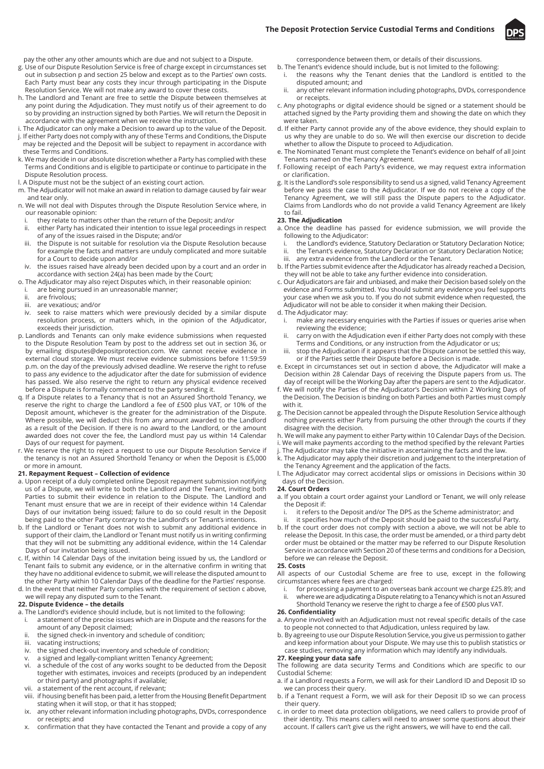pay the other any other amounts which are due and not subject to a Dispute.

g. Use of our Dispute Resolution Service is free of charge except in circumstances set out in subsection p and section 25 below and except as to the Parties' own costs. Each Party must bear any costs they incur through participating in the Dispute Resolution Service. We will not make any award to cover these costs.

h. The Landlord and Tenant are free to settle the Dispute between themselves at any point during the Adjudication. They must notify us of their agreement to do so by providing an instruction signed by both Parties. We will return the Deposit in accordance with the agreement when we receive the instruction.

i. The Adjudicator can only make a Decision to award up to the value of the Deposit.

j. If either Party does not comply with any of these Terms and Conditions, the Dispute may be rejected and the Deposit will be subject to repayment in accordance with these Terms and Conditions.

k. We may decide in our absolute discretion whether a Party has complied with these Terms and Conditions and is eligible to participate or continue to participate in the Dispute Resolution process.

l. A Dispute must not be the subject of an existing court action.

m. The Adjudicator will not make an award in relation to damage caused by fair wear and tear only.

n. We will not deal with Disputes through the Dispute Resolution Service where, in our reasonable opinion:
   i. they relate to matters other than the return of the Deposit; and/or
   ii. either Party has indicated their intention to issue legal proceedings in respect of any of the issues raised in the Dispute; and/or
   iii. the Dispute is not suitable for resolution via the Dispute Resolution because for example the facts and matters are unduly complicated and more suitable for a Court to decide upon and/or
   iv. the issues raised have already been decided upon by a court and an order in accordance with section 24(a) has been made by the Court;

o. The Adjudicator may also reject Disputes which, in their reasonable opinion:
   i. are being pursued in an unreasonable manner;
   ii. are frivolous;
   iii. are vexatious; and/or
   iv. seek to raise matters which were previously decided by a similar dispute resolution process, or matters which, in the opinion of the Adjudicator, exceeds their jurisdiction.

p. Landlords and Tenants can only make evidence submissions when requested to the Dispute Resolution Team by post to the address set out in section 36, or by emailing disputes@depositprotection.com. We cannot receive evidence in external cloud storage. We must receive evidence submissions before 11:59:59 p.m. on the day of the previously advised deadline. We reserve the right to refuse to pass any evidence to the adjudicator after the date for submission of evidence has passed. We also reserve the right to return any physical evidence received before a Dispute is formally commenced to the party sending it.

q. If a Dispute relates to a Tenancy that is not an Assured Shorthold Tenancy, we reserve the right to charge the Landlord a fee of £500 plus VAT, or 10% of the Deposit amount, whichever is the greater for the administration of the Dispute. Where possible, we will deduct this from any amount awarded to the Landlord as a result of the Decision. If there is no award to the Landlord, or the amount awarded does not cover the fee, the Landlord must pay us within 14 Calendar Days of our request for payment.

r. We reserve the right to reject a request to use our Dispute Resolution Service if the tenancy is not an Assured Shorthold Tenancy or when the Deposit is £5,000 or more in amount.

### 21. Repayment Request – Collection of evidence

a. Upon receipt of a duly completed online Deposit repayment submission notifying us of a Dispute, we will write to both the Landlord and the Tenant, inviting both Parties to submit their evidence in relation to the Dispute. The Landlord and Tenant must ensure that we are in receipt of their evidence within 14 Calendar Days of our invitation being issued; failure to do so could result in the Deposit being paid to the other Party contrary to the Landlord's or Tenant's intentions.

b. If the Landlord or Tenant does not wish to submit any additional evidence in support of their claim, the Landlord or Tenant must notify us in writing confirming that they will not be submitting any additional evidence, within the 14 Calendar Days of our invitation being issued.

c. If, within 14 Calendar Days of the invitation being issued by us, the Landlord or Tenant fails to submit any evidence, or in the alternative confirm in writing that they have no additional evidence to submit, we will release the disputed amount to the other Party within 10 Calendar Days of the deadline for the Parties' response.

d. In the event that neither Party complies with the requirement of section c above, we will repay any disputed sum to the Tenant.

### 22. Dispute Evidence – the details

a. The Landlord's evidence should include, but is not limited to the following:
   i. a statement of the precise issues which are in Dispute and the reasons for the amount of any Deposit claimed;
   ii. the signed check-in inventory and schedule of condition;
   iii. vacating instructions;
   iv. the signed check-out inventory and schedule of condition;
   v. a signed and legally-compliant written Tenancy Agreement;
   vi. a schedule of the cost of any works sought to be deducted from the Deposit together with estimates, invoices and receipts (produced by an independent or third party) and photographs if available;
   vii. a statement of the rent account, if relevant;
   viii. if housing benefit has been paid, a letter from the Housing Benefit Department stating when it will stop, or that it has stopped;
   ix. any other relevant information including photographs, DVDs, correspondence or receipts; and
   x. confirmation that they have contacted the Tenant and provide a copy of any correspondence between them, or details of their discussions.

b. The Tenant's evidence should include, but is not limited to the following:
   i. the reasons why the Tenant denies that the Landlord is entitled to the disputed amount; and
   ii. any other relevant information including photographs, DVDs, correspondence or receipts.

c. Any photographs or digital evidence should be signed or a statement should be attached signed by the Party providing them and showing the date on which they were taken.

d. If either Party cannot provide any of the above evidence, they should explain to us why they are unable to do so. We will then exercise our discretion to decide whether to allow the Dispute to proceed to Adjudication.

e. The Nominated Tenant must complete the Tenant's evidence on behalf of all Joint Tenants named on the Tenancy Agreement.

f. Following receipt of each Party's evidence, we may request extra information or clarification.

g. It is the Landlord's sole responsibility to send us a signed, valid Tenancy Agreement before we pass the case to the Adjudicator. If we do not receive a copy of the Tenancy Agreement, we will still pass the Dispute papers to the Adjudicator. Claims from Landlords who do not provide a valid Tenancy Agreement are likely to fail.

### 23. The Adjudication

a. Once the deadline has passed for evidence submission, we will provide the following to the Adjudicator:
   i. the Landlord's evidence, Statutory Declaration or Statutory Declaration Notice;
   ii. the Tenant's evidence, Statutory Declaration or Statutory Declaration Notice;
   iii. any extra evidence from the Landlord or the Tenant.

b. If the Parties submit evidence after the Adjudicator has already reached a Decision, they will not be able to take any further evidence into consideration.

c. Our Adjudicators are fair and unbiased, and make their Decision based solely on the evidence and Forms submitted. You should submit any evidence you feel supports your case when we ask you to. If you do not submit evidence when requested, the Adjudicator will not be able to consider it when making their Decision.

d. The Adjudicator may:
   i. make any necessary enquiries with the Parties if issues or queries arise when reviewing the evidence;
   ii. carry on with the Adjudication even if either Party does not comply with these Terms and Conditions, or any instruction from the Adjudicator or us;
   iii. stop the Adjudication if it appears that the Dispute cannot be settled this way, or if the Parties settle their Dispute before a Decision is made.

e. Except in circumstances set out in section d above, the Adjudicator will make a Decision within 28 Calendar Days of receiving the Dispute papers from us. The day of receipt will be the Working Day after the papers are sent to the Adjudicator.

f. We will notify the Parties of the Adjudicator's Decision within 2 Working Days of the Decision. The Decision is binding on both Parties and both Parties must comply with it.

g. The Decision cannot be appealed through the Dispute Resolution Service although nothing prevents either Party from pursuing the other through the courts if they disagree with the decision.

h. We will make any payment to either Party within 10 Calendar Days of the Decision.

i. We will make payments according to the method specified by the relevant Parties

j. The Adjudicator may take the initiative in ascertaining the facts and the law.

k. The Adjudicator may apply their discretion and judgement to the interpretation of the Tenancy Agreement and the application of the facts.

l. The Adjudicator may correct accidental slips or omissions in Decisions within 30 days of the Decision.

### 24. Court Orders

a. If you obtain a court order against your Landlord or Tenant, we will only release the Deposit if:
   i. it refers to the Deposit and/or The DPS as the Scheme administrator; and
   ii. it specifies how much of the Deposit should be paid to the successful Party.

b. If the court order does not comply with section a above, we will not be able to release the Deposit. In this case, the order must be amended, or a third party debt order must be obtained or the matter may be referred to our Dispute Resolution Service in accordance with Section 20 of these terms and conditions for a Decision, before we can release the Deposit.

### 25. Costs

All aspects of our Custodial Scheme are free to use, except in the following circumstances where fees are charged:
   i. for processing a payment to an overseas bank account we charge £25.89; and
   ii. where we are adjudicating a Dispute relating to a Tenancy which is not an Assured Shorthold Tenancy we reserve the right to charge a fee of £500 plus VAT.

### 26. Confidentiality

a. Anyone involved with an Adjudication must not reveal specific details of the case to people not connected to that Adjudication, unless required by law.

b. By agreeing to use our Dispute Resolution Service, you give us permission to gather and keep information about your Dispute. We may use this to publish statistics or case studies, removing any information which may identify any individuals.

### 27. Keeping your data safe

The following are data security Terms and Conditions which are specific to our Custodial Scheme:

a. if a Landlord requests a Form, we will ask for their Landlord ID and Deposit ID so we can process their query.

b. if a Tenant request a Form, we will ask for their Deposit ID so we can process their query.

c. in order to meet data protection obligations, we need callers to provide proof of their identity. This means callers will need to answer some questions about their account. If callers can't give us the right answers, we will have to end the call.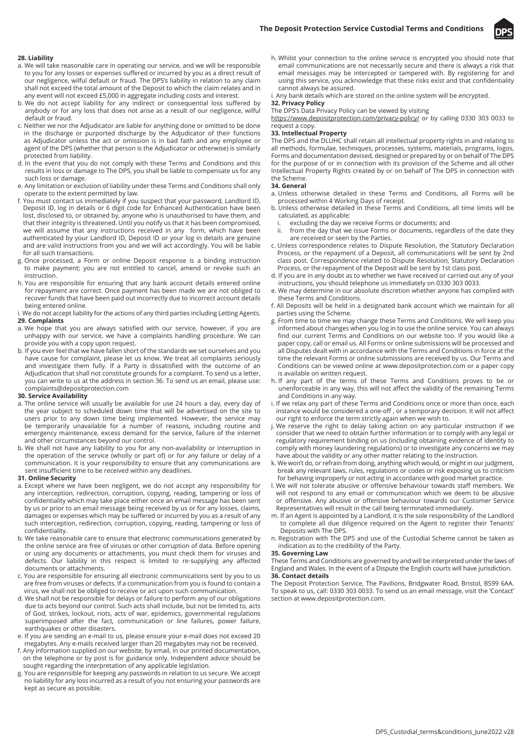**28. Liability**

a. We will take reasonable care in operating our service, and we will be responsible to you for any losses or expenses suffered or incurred by you as a direct result of our negligence, wilful default or fraud. The DPS's liability in relation to any claim shall not exceed the total amount of the Deposit to which the claim relates and in any event will not exceed £5,000 in aggregate including costs and interest.

b. We do not accept liability for any indirect or consequential loss suffered by anybody or for any loss that does not arise as a result of our negligence, wilful default or fraud.

c. Neither we nor the Adjudicator are liable for anything done or omitted to be done in the discharge or purported discharge by the Adjudicator of their functions as Adjudicator unless the act or omission is in bad faith and any employee or agent of the DPS (whether that person is the Adjudicator or otherwise) is similarly protected from liability.

d. In the event that you do not comply with these Terms and Conditions and this results in loss or damage to The DPS, you shall be liable to compensate us for any such loss or damage.

e. Any limitation or exclusion of liability under these Terms and Conditions shall only operate to the extent permitted by law.

f. You must contact us immediately if you suspect that your password, Landlord ID, Deposit ID, log in details or 6 digit code for Enhanced Authentication have been lost, disclosed to, or obtained by, anyone who is unauthorised to have them, and that their integrity is threatened. Until you notify us that it has been compromised, we will assume that any instructions received in any form, which have been authenticated by your Landlord ID, Deposit ID or your log in details are genuine and are valid instructions from you and we will act accordingly. You will be liable for all such transactions.

g. Once processed, a Form or online Deposit response is a binding instruction to make payment; you are not entitled to cancel, amend or revoke such an instruction.

h. You are responsible for ensuring that any bank account details entered online for repayment are correct. Once payment has been made we are not obliged to recover funds that have been paid out incorrectly due to incorrect account details being entered online.

i. We do not accept liability for the actions of any third parties including Letting Agents.

**29. Complaints**

a. We hope that you are always satisfied with our service, however, if you are unhappy with our service, we have a complaints handling procedure. We can provide you with a copy upon request.

b. If you ever feel that we have fallen short of the standards we set ourselves and you have cause for complaint, please let us know. We treat all complaints seriously and investigate them fully. If a Party is dissatisfied with the outcome of an Adjudication that shall not constitute grounds for a complaint. To send us a letter, you can write to us at the address in section 36. To send us an email, please use: complaints@depositprotection.com

**30. Service Availability**

a. The online service will usually be available for use 24 hours a day, every day of the year subject to scheduled down time that will be advertised on the site to users prior to any down time being implemented. However, the service may be temporarily unavailable for a number of reasons, including routine and emergency maintenance, excess demand for the service, failure of the internet and other circumstances beyond our control.

b. We shall not have any liability to you for any non-availability or interruption in the operation of the service (wholly or part of) or for any failure or delay of a communication. It is your responsibility to ensure that any communications are sent insufficient time to be received within any deadlines.

**31. Online Security**

a. Except where we have been negligent, we do not accept any responsibility for any interception, redirection, corruption, copying, reading, tampering or loss of confidentiality which may take place either once an email message has been sent by us or prior to an email message being received by us or for any losses, claims, damages or expenses which may be suffered or incurred by you as a result of any such interception, redirection, corruption, copying, reading, tampering or loss of confidentiality.

b. We take reasonable care to ensure that electronic communications generated by the online service are free of viruses or other corruption of data. Before opening or using any documents or attachments, you must check them for viruses and defects. Our liability in this respect is limited to re-supplying any affected documents or attachments.

c. You are responsible for ensuring all electronic communications sent by you to us are free from viruses or defects. If a communication from you is found to contain a virus, we shall not be obliged to receive or act upon such communication.

d. We shall not be responsible for delays or failure to perform any of our obligations due to acts beyond our control. Such acts shall include, but not be limited to, acts of God, strikes, lockout, riots, acts of war, epidemics, governmental regulations superimposed after the fact, communication or line failures, power failure, earthquakes or other disasters.

e. If you are sending an e-mail to us, please ensure your e-mail does not exceed 20 megabytes. Any e-mails received larger than 20 megabytes may not be received.

f. Any information supplied on our website, by email, in our printed documentation, on the telephone or by post is for guidance only. Independent advice should be sought regarding the interpretation of any applicable legislation.

g. You are responsible for keeping any passwords in relation to us secure. We accept no liability for any loss incurred as a result of you not ensuring your passwords are kept as secure as possible.

h. Whilst your connection to the online service is encrypted you should note that email communications are not necessarily secure and there is always a risk that email messages may be intercepted or tampered with. By registering for and using this service, you acknowledge that these risks exist and that confidentiality cannot always be assured.

i. Any bank details which are stored on the online system will be encrypted.

**32. Privacy Policy**

The DPS's Data Privacy Policy can be viewed by visiting https://www.depositprotection.com/privacy-policy/ or by calling 0330 303 0033 to request a copy.

**33. Intellectual Property**

The DPS and the DLUHC shall retain all intellectual property rights in and relating to all methods, formulae, techniques, processes, systems, materials, programs, logos, Forms and documentation devised, designed or prepared by or on behalf of The DPS for the purpose of or in connection with its provision of the Scheme and all other Intellectual Property Rights created by or on behalf of The DPS in connection with the Scheme.

**34. General**

a. Unless otherwise detailed in these Terms and Conditions, all Forms will be processed within 4 Working Days of receipt.

b. Unless otherwise detailed in these Terms and Conditions, all time limits will be calculated, as applicable:
   i. excluding the day we receive Forms or documents; and
   ii. from the day that we issue Forms or documents, regardless of the date they are received or seen by the Parties.

c. Unless correspondence relates to Dispute Resolution, the Statutory Declaration Process, or the repayment of a Deposit, all communications will be sent by 2nd class post. Correspondence related to Dispute Resolution, Statutory Declaration Process, or the repayment of the Deposit will be sent by 1st class post.

d. If you are in any doubt as to whether we have received or carried out any of your instructions, you should telephone us immediately on 0330 303 0033.

e. We may determine in our absolute discretion whether anyone has complied with these Terms and Conditions.

f. All Deposits will be held in a designated bank account which we maintain for all parties using the Scheme.

g. From time to time we may change these Terms and Conditions. We will keep you informed about changes when you log in to use the online service. You can always find our current Terms and Conditions on our website too. If you would like a paper copy, call or email us. All Forms or online submissions will be processed and all Disputes dealt with in accordance with the Terms and Conditions in force at the time the relevant Forms or online submissions are received by us. Our Terms and Conditions can be viewed online at www.depositprotection.com or a paper copy is available on written request.

h. If any part of the terms of these Terms and Conditions proves to be or unenforceable in any way, this will not affect the validity of the remaining Terms and Conditions in any way.

i. If we relax any part of these Terms and Conditions once or more than once, each instance would be considered a one-off , or a temporary decision. It will not affect our right to enforce the term strictly again when we wish to.

j. We reserve the right to delay taking action on any particular instruction if we consider that we need to obtain further information or to comply with any legal or regulatory requirement binding on us (including obtaining evidence of identity to comply with money laundering regulations) or to investigate any concerns we may have about the validity or any other matter relating to the instruction.

k. We won't do, or refrain from doing, anything which would, or might in our judgment, break any relevant laws, rules, regulations or codes or risk exposing us to criticism for behaving improperly or not acting in accordance with good market practice.

l. We will not tolerate abusive or offensive behaviour towards staff members. We will not respond to any email or communication which we deem to be abusive or offensive. Any abusive or offensive behaviour towards our Customer Service Representatives will result in the call being terminated immediately.

m. If an Agent is appointed by a Landlord, it is the sole responsibility of the Landlord to complete all due diligence required on the Agent to register their Tenants' Deposits with The DPS.

n. Registration with The DPS and use of the Custodial Scheme cannot be taken as indication as to the credibility of the Party.

**35. Governing Law**

These Terms and Conditions are governed by and will be interpreted under the laws of England and Wales. In the event of a Dispute the English courts will have jurisdiction.

**36. Contact details**

The Deposit Protection Service, The Pavilions, Bridgwater Road, Bristol, BS99 6AA. To speak to us, call: 0330 303 0033. To send us an email message, visit the 'Contact' section at www.depositprotection.com.